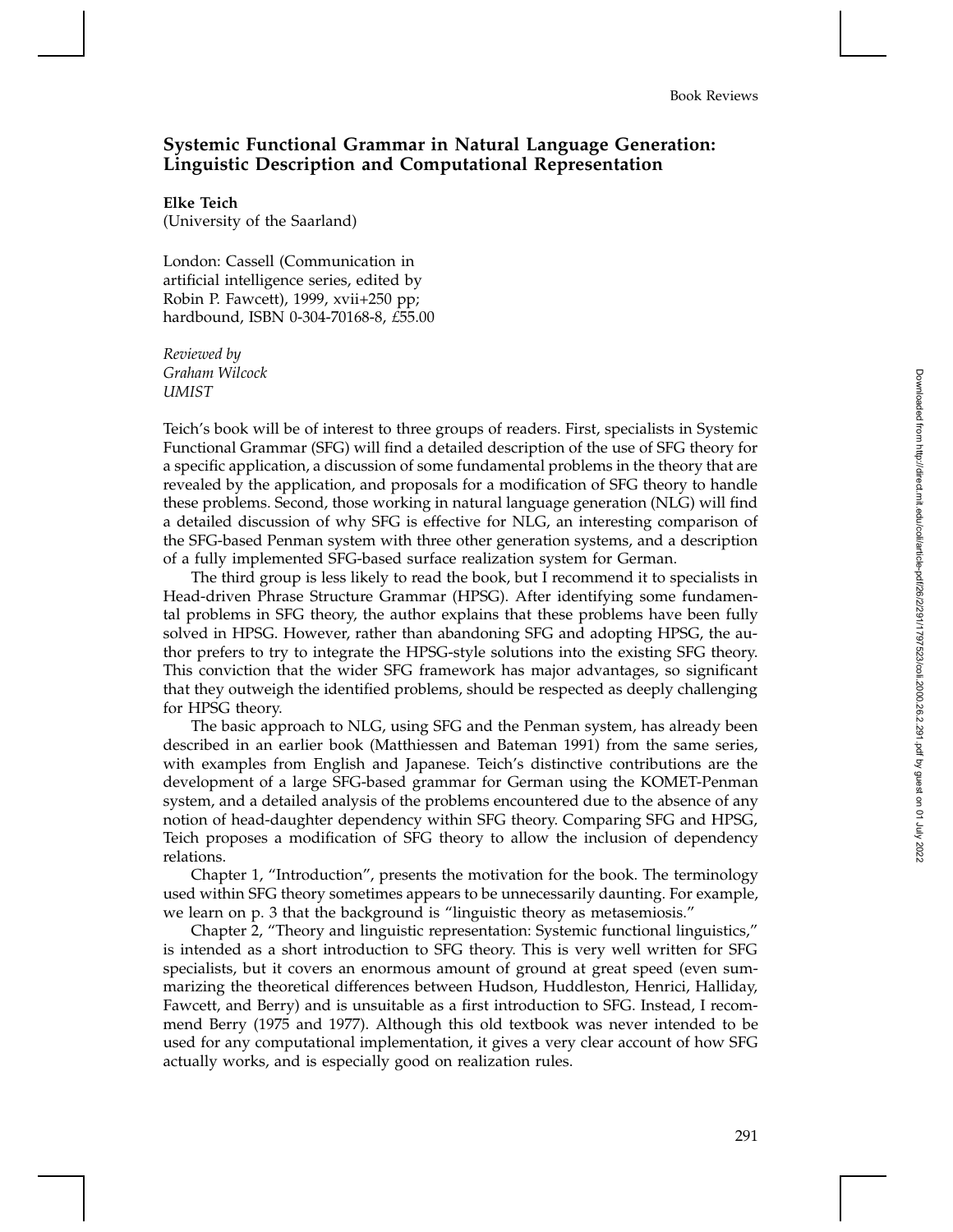## Systemic Functional Grammar in Natural Language Generation: Linguistic Description and Computational Representation

**Elke Teich**
(University of the Saarland)

London: Cassell (Communication in artificial intelligence series, edited by Robin P. Fawcett), 1999, xvii+250 pp; hardbound, ISBN 0-304-70168-8, £55.00

*Reviewed by*
*Graham Wilcock*
*UMIST*

Teich's book will be of interest to three groups of readers. First, specialists in Systemic Functional Grammar (SFG) will find a detailed description of the use of SFG theory for a specific application, a discussion of some fundamental problems in the theory that are revealed by the application, and proposals for a modification of SFG theory to handle these problems. Second, those working in natural language generation (NLG) will find a detailed discussion of why SFG is effective for NLG, an interesting comparison of the SFG-based Penman system with three other generation systems, and a description of a fully implemented SFG-based surface realization system for German.

The third group is less likely to read the book, but I recommend it to specialists in Head-driven Phrase Structure Grammar (HPSG). After identifying some fundamental problems in SFG theory, the author explains that these problems have been fully solved in HPSG. However, rather than abandoning SFG and adopting HPSG, the author prefers to try to integrate the HPSG-style solutions into the existing SFG theory. This conviction that the wider SFG framework has major advantages, so significant that they outweigh the identified problems, should be respected as deeply challenging for HPSG theory.

The basic approach to NLG, using SFG and the Penman system, has already been described in an earlier book (Matthiessen and Bateman 1991) from the same series, with examples from English and Japanese. Teich's distinctive contributions are the development of a large SFG-based grammar for German using the KOMET-Penman system, and a detailed analysis of the problems encountered due to the absence of any notion of head-daughter dependency within SFG theory. Comparing SFG and HPSG, Teich proposes a modification of SFG theory to allow the inclusion of dependency relations.

Chapter 1, "Introduction", presents the motivation for the book. The terminology used within SFG theory sometimes appears to be unnecessarily daunting. For example, we learn on p. 3 that the background is "linguistic theory as metasemiosis."

Chapter 2, "Theory and linguistic representation: Systemic functional linguistics," is intended as a short introduction to SFG theory. This is very well written for SFG specialists, but it covers an enormous amount of ground at great speed (even summarizing the theoretical differences between Hudson, Huddleston, Henrici, Halliday, Fawcett, and Berry) and is unsuitable as a first introduction to SFG. Instead, I recommend Berry (1975 and 1977). Although this old textbook was never intended to be used for any computational implementation, it gives a very clear account of how SFG actually works, and is especially good on realization rules.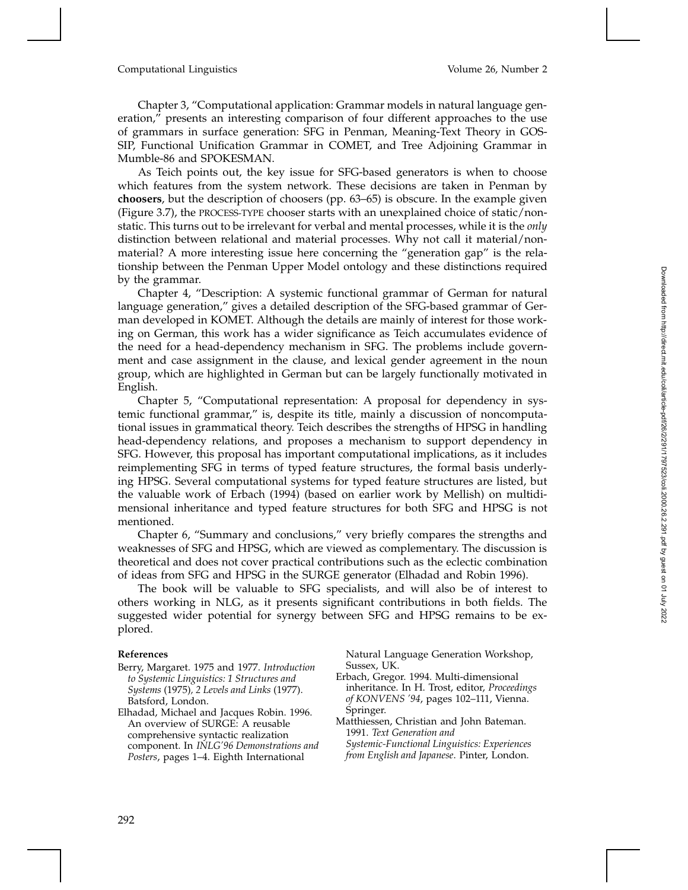Chapter 3, "Computational application: Grammar models in natural language generation," presents an interesting comparison of four different approaches to the use of grammars in surface generation: SFG in Penman, Meaning-Text Theory in GOSSIP, Functional Unification Grammar in COMET, and Tree Adjoining Grammar in Mumble-86 and SPOKESMAN.

As Teich points out, the key issue for SFG-based generators is when to choose which features from the system network. These decisions are taken in Penman by **choosers**, but the description of choosers (pp. 63–65) is obscure. In the example given (Figure 3.7), the PROCESS-TYPE chooser starts with an unexplained choice of static/nonstatic. This turns out to be irrelevant for verbal and mental processes, while it is the *only* distinction between relational and material processes. Why not call it material/nonmaterial? A more interesting issue here concerning the "generation gap" is the relationship between the Penman Upper Model ontology and these distinctions required by the grammar.

Chapter 4, "Description: A systemic functional grammar of German for natural language generation," gives a detailed description of the SFG-based grammar of German developed in KOMET. Although the details are mainly of interest for those working on German, this work has a wider significance as Teich accumulates evidence of the need for a head-dependency mechanism in SFG. The problems include government and case assignment in the clause, and lexical gender agreement in the noun group, which are highlighted in German but can be largely functionally motivated in English.

Chapter 5, "Computational representation: A proposal for dependency in systemic functional grammar," is, despite its title, mainly a discussion of noncomputational issues in grammatical theory. Teich describes the strengths of HPSG in handling head-dependency relations, and proposes a mechanism to support dependency in SFG. However, this proposal has important computational implications, as it includes reimplementing SFG in terms of typed feature structures, the formal basis underlying HPSG. Several computational systems for typed feature structures are listed, but the valuable work of Erbach (1994) (based on earlier work by Mellish) on multidimensional inheritance and typed feature structures for both SFG and HPSG is not mentioned.

Chapter 6, "Summary and conclusions," very briefly compares the strengths and weaknesses of SFG and HPSG, which are viewed as complementary. The discussion is theoretical and does not cover practical contributions such as the eclectic combination of ideas from SFG and HPSG in the SURGE generator (Elhadad and Robin 1996).

The book will be valuable to SFG specialists, and will also be of interest to others working in NLG, as it presents significant contributions in both fields. The suggested wider potential for synergy between SFG and HPSG remains to be explored.

**References**

Berry, Margaret. 1975 and 1977. *Introduction to Systemic Linguistics: 1 Structures and Systems* (1975), *2 Levels and Links* (1977). Batsford, London.

Elhadad, Michael and Jacques Robin. 1996. An overview of SURGE: A reusable comprehensive syntactic realization component. In *INLG'96 Demonstrations and Posters*, pages 1–4. Eighth International Natural Language Generation Workshop, Sussex, UK.

Erbach, Gregor. 1994. Multi-dimensional inheritance. In H. Trost, editor, *Proceedings of KONVENS '94*, pages 102–111, Vienna. Springer.

Matthiessen, Christian and John Bateman. 1991. *Text Generation and Systemic-Functional Linguistics: Experiences from English and Japanese*. Pinter, London.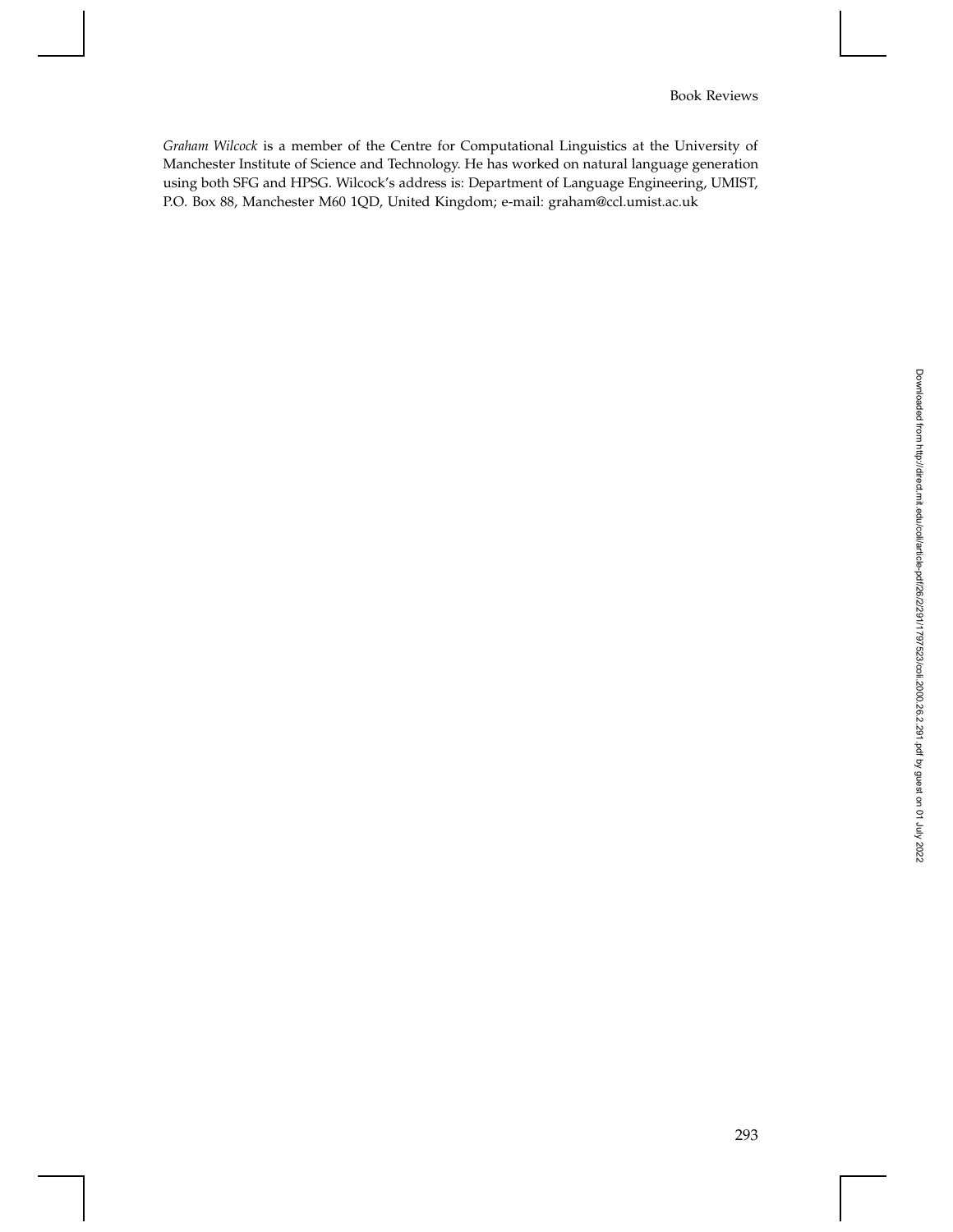*Graham Wilcock* is a member of the Centre for Computational Linguistics at the University of Manchester Institute of Science and Technology. He has worked on natural language generation using both SFG and HPSG. Wilcock's address is: Department of Language Engineering, UMIST, P.O. Box 88, Manchester M60 1QD, United Kingdom; e-mail: graham@ccl.umist.ac.uk